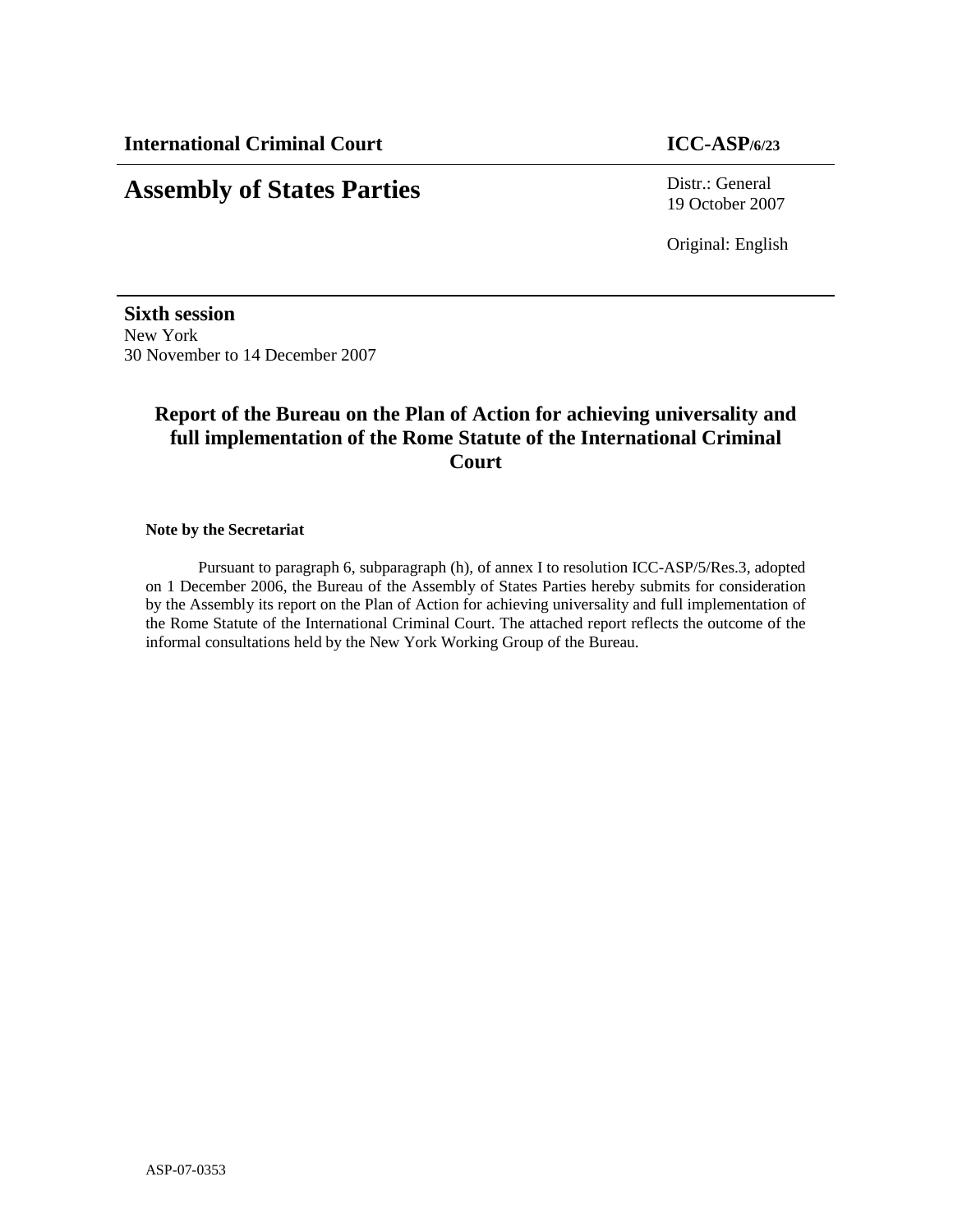**International Criminal Court** **ICC-ASP/6/23**

# Assembly of States Parties

Distr.: General
19 October 2007

Original: English

**Sixth session**
New York
30 November to 14 December 2007

## Report of the Bureau on the Plan of Action for achieving universality and full implementation of the Rome Statute of the International Criminal Court

**Note by the Secretariat**

Pursuant to paragraph 6, subparagraph (h), of annex I to resolution ICC-ASP/5/Res.3, adopted on 1 December 2006, the Bureau of the Assembly of States Parties hereby submits for consideration by the Assembly its report on the Plan of Action for achieving universality and full implementation of the Rome Statute of the International Criminal Court. The attached report reflects the outcome of the informal consultations held by the New York Working Group of the Bureau.

ASP-07-0353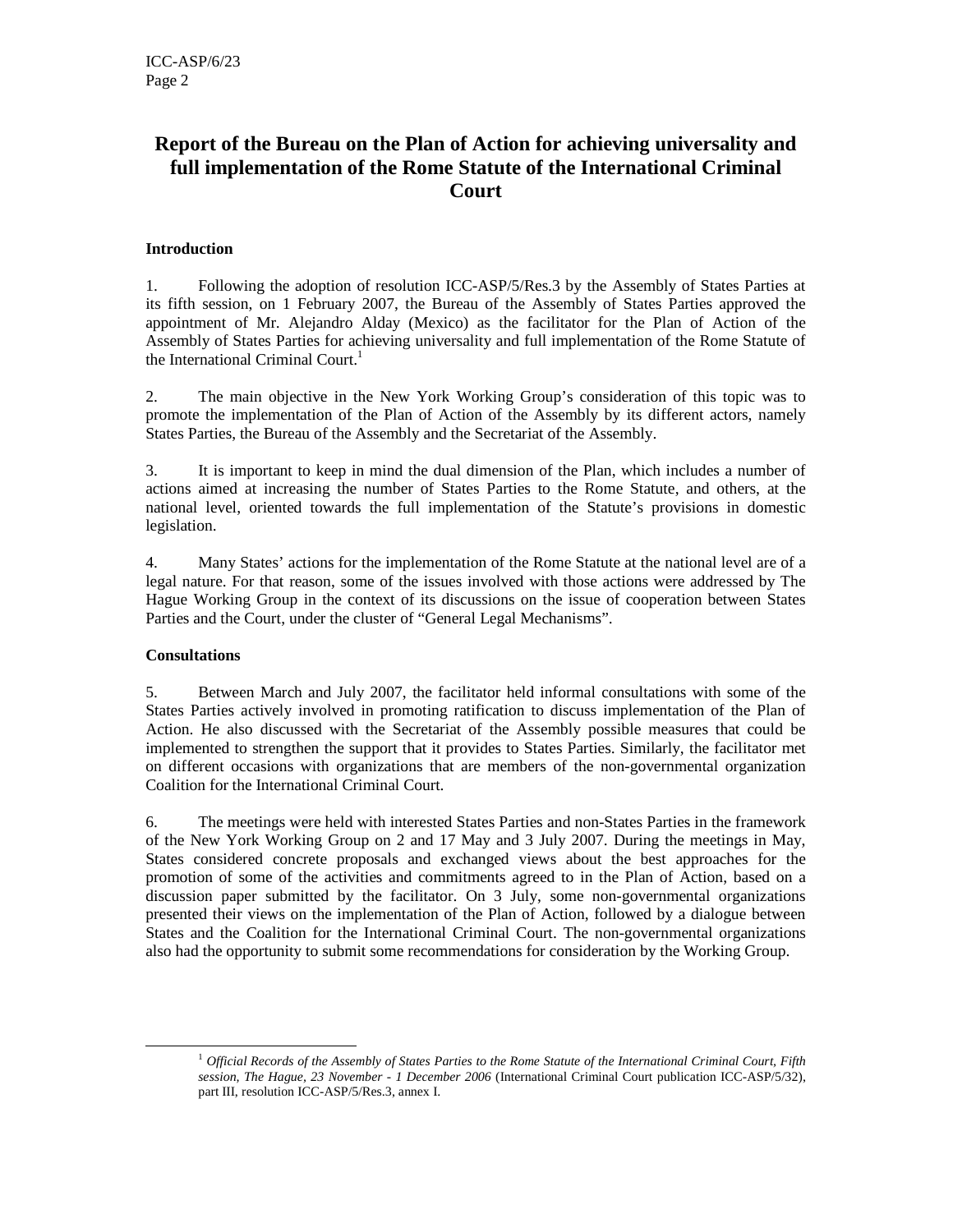# Report of the Bureau on the Plan of Action for achieving universality and full implementation of the Rome Statute of the International Criminal Court

## Introduction

1. Following the adoption of resolution ICC-ASP/5/Res.3 by the Assembly of States Parties at its fifth session, on 1 February 2007, the Bureau of the Assembly of States Parties approved the appointment of Mr. Alejandro Alday (Mexico) as the facilitator for the Plan of Action of the Assembly of States Parties for achieving universality and full implementation of the Rome Statute of the International Criminal Court.[1]

2. The main objective in the New York Working Group's consideration of this topic was to promote the implementation of the Plan of Action of the Assembly by its different actors, namely States Parties, the Bureau of the Assembly and the Secretariat of the Assembly.

3. It is important to keep in mind the dual dimension of the Plan, which includes a number of actions aimed at increasing the number of States Parties to the Rome Statute, and others, at the national level, oriented towards the full implementation of the Statute's provisions in domestic legislation.

4. Many States' actions for the implementation of the Rome Statute at the national level are of a legal nature. For that reason, some of the issues involved with those actions were addressed by The Hague Working Group in the context of its discussions on the issue of cooperation between States Parties and the Court, under the cluster of "General Legal Mechanisms".

## Consultations

5. Between March and July 2007, the facilitator held informal consultations with some of the States Parties actively involved in promoting ratification to discuss implementation of the Plan of Action. He also discussed with the Secretariat of the Assembly possible measures that could be implemented to strengthen the support that it provides to States Parties. Similarly, the facilitator met on different occasions with organizations that are members of the non-governmental organization Coalition for the International Criminal Court.

6. The meetings were held with interested States Parties and non-States Parties in the framework of the New York Working Group on 2 and 17 May and 3 July 2007. During the meetings in May, States considered concrete proposals and exchanged views about the best approaches for the promotion of some of the activities and commitments agreed to in the Plan of Action, based on a discussion paper submitted by the facilitator. On 3 July, some non-governmental organizations presented their views on the implementation of the Plan of Action, followed by a dialogue between States and the Coalition for the International Criminal Court. The non-governmental organizations also had the opportunity to submit some recommendations for consideration by the Working Group.

---

[1] *Official Records of the Assembly of States Parties to the Rome Statute of the International Criminal Court, Fifth session, The Hague, 23 November - 1 December 2006* (International Criminal Court publication ICC-ASP/5/32), part III, resolution ICC-ASP/5/Res.3, annex I.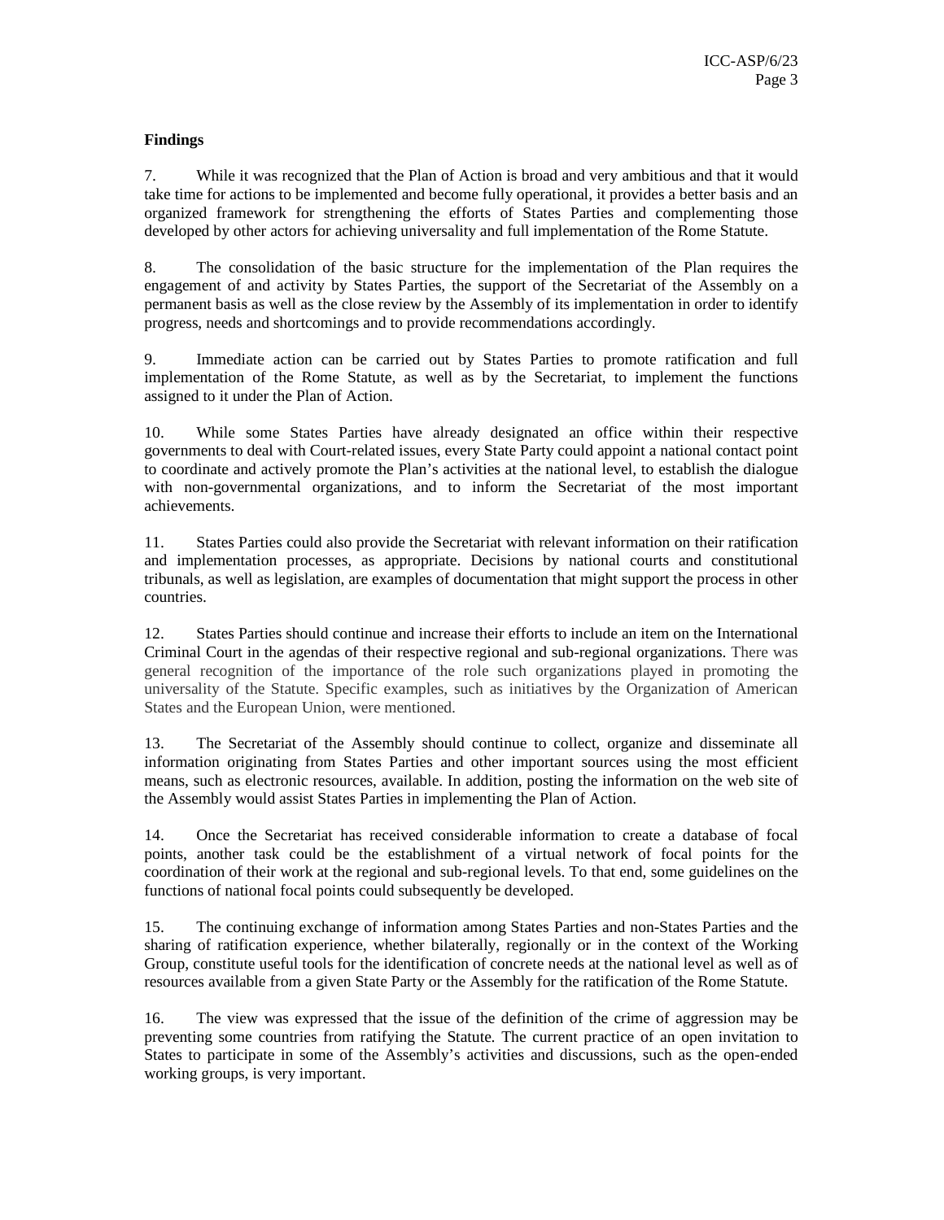**Findings**

7. While it was recognized that the Plan of Action is broad and very ambitious and that it would take time for actions to be implemented and become fully operational, it provides a better basis and an organized framework for strengthening the efforts of States Parties and complementing those developed by other actors for achieving universality and full implementation of the Rome Statute.

8. The consolidation of the basic structure for the implementation of the Plan requires the engagement of and activity by States Parties, the support of the Secretariat of the Assembly on a permanent basis as well as the close review by the Assembly of its implementation in order to identify progress, needs and shortcomings and to provide recommendations accordingly.

9. Immediate action can be carried out by States Parties to promote ratification and full implementation of the Rome Statute, as well as by the Secretariat, to implement the functions assigned to it under the Plan of Action.

10. While some States Parties have already designated an office within their respective governments to deal with Court-related issues, every State Party could appoint a national contact point to coordinate and actively promote the Plan's activities at the national level, to establish the dialogue with non-governmental organizations, and to inform the Secretariat of the most important achievements.

11. States Parties could also provide the Secretariat with relevant information on their ratification and implementation processes, as appropriate. Decisions by national courts and constitutional tribunals, as well as legislation, are examples of documentation that might support the process in other countries.

12. States Parties should continue and increase their efforts to include an item on the International Criminal Court in the agendas of their respective regional and sub-regional organizations. There was general recognition of the importance of the role such organizations played in promoting the universality of the Statute. Specific examples, such as initiatives by the Organization of American States and the European Union, were mentioned.

13. The Secretariat of the Assembly should continue to collect, organize and disseminate all information originating from States Parties and other important sources using the most efficient means, such as electronic resources, available. In addition, posting the information on the web site of the Assembly would assist States Parties in implementing the Plan of Action.

14. Once the Secretariat has received considerable information to create a database of focal points, another task could be the establishment of a virtual network of focal points for the coordination of their work at the regional and sub-regional levels. To that end, some guidelines on the functions of national focal points could subsequently be developed.

15. The continuing exchange of information among States Parties and non-States Parties and the sharing of ratification experience, whether bilaterally, regionally or in the context of the Working Group, constitute useful tools for the identification of concrete needs at the national level as well as of resources available from a given State Party or the Assembly for the ratification of the Rome Statute.

16. The view was expressed that the issue of the definition of the crime of aggression may be preventing some countries from ratifying the Statute. The current practice of an open invitation to States to participate in some of the Assembly's activities and discussions, such as the open-ended working groups, is very important.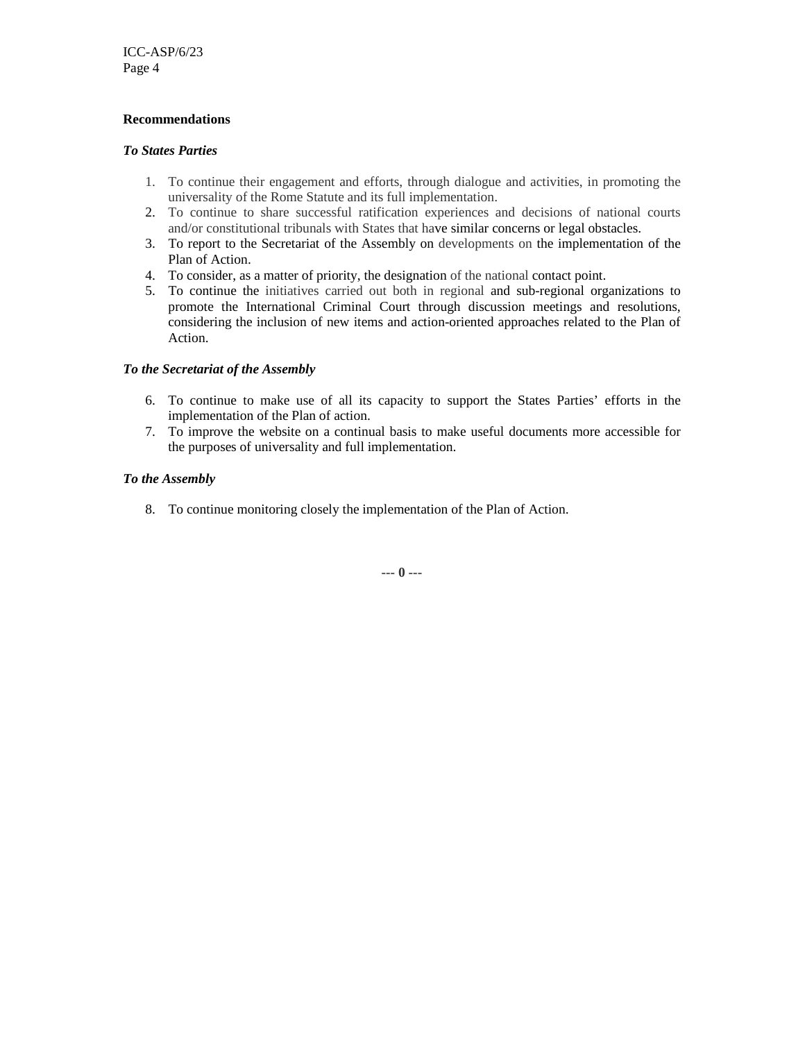**Recommendations**

***To States Parties***

1. To continue their engagement and efforts, through dialogue and activities, in promoting the universality of the Rome Statute and its full implementation.
2. To continue to share successful ratification experiences and decisions of national courts and/or constitutional tribunals with States that have similar concerns or legal obstacles.
3. To report to the Secretariat of the Assembly on developments on the implementation of the Plan of Action.
4. To consider, as a matter of priority, the designation of the national contact point.
5. To continue the initiatives carried out both in regional and sub-regional organizations to promote the International Criminal Court through discussion meetings and resolutions, considering the inclusion of new items and action-oriented approaches related to the Plan of Action.

***To the Secretariat of the Assembly***

6. To continue to make use of all its capacity to support the States Parties' efforts in the implementation of the Plan of action.
7. To improve the website on a continual basis to make useful documents more accessible for the purposes of universality and full implementation.

***To the Assembly***

8. To continue monitoring closely the implementation of the Plan of Action.

**--- 0 ---**